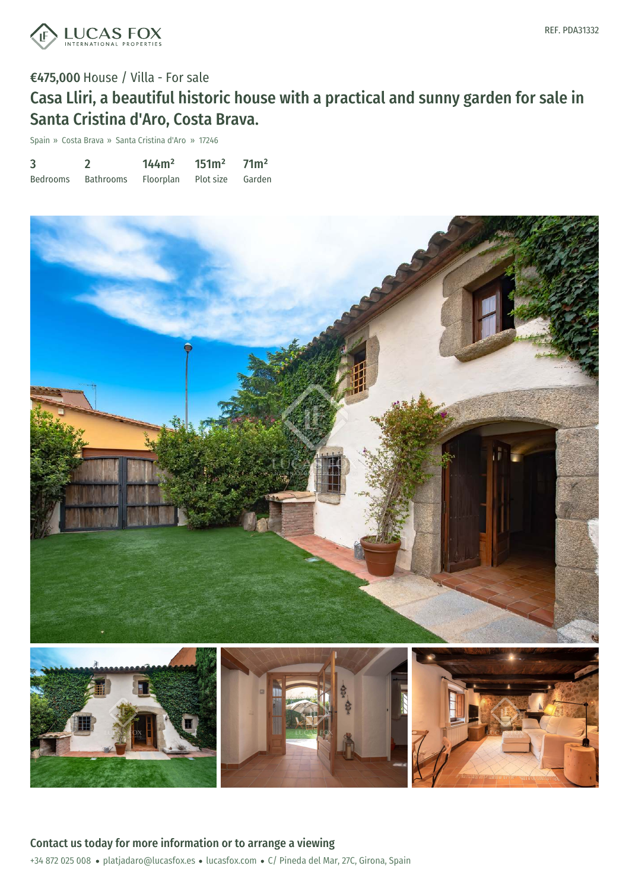REF. PDA31332

€475,000 House / Villa - For sale

# Casa Lliri, a beautiful historic house with a practical and sunny garden for sale in Santa Cristina d'Aro, Costa Brava.

Spain » Costa Brava » Santa Cristina d'Aro » 17246

| 3 | 2 | 144m² | 151m² | 71m² |
|---|---|---|---|---|
| Bedrooms | Bathrooms | Floorplan | Plot size | Garden |

## Contact us today for more information or to arrange a viewing

+34 872 025 008 • platjadaro@lucasfox.es • lucasfox.com • C/ Pineda del Mar, 27C, Girona, Spain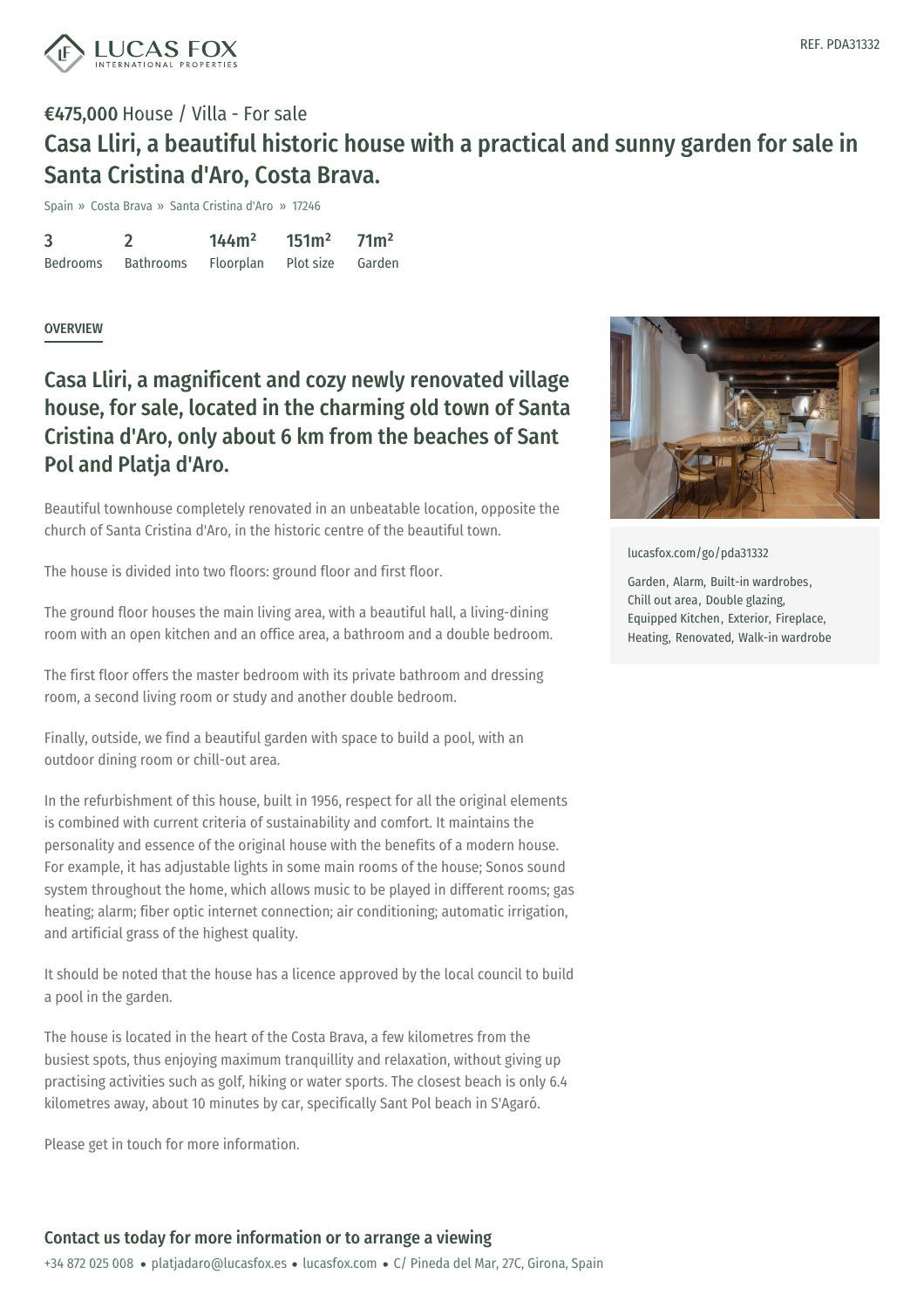REF. PDA31332

**€475,000** House / Villa - For sale

# Casa Lliri, a beautiful historic house with a practical and sunny garden for sale in Santa Cristina d'Aro, Costa Brava.

Spain » Costa Brava » Santa Cristina d'Aro » 17246

| 3 | 2 | 144m² | 151m² | 71m² |
|---|---|---|---|---|
| Bedrooms | Bathrooms | Floorplan | Plot size | Garden |

## OVERVIEW

## Casa Lliri, a magnificent and cozy newly renovated village house, for sale, located in the charming old town of Santa Cristina d'Aro, only about 6 km from the beaches of Sant Pol and Platja d'Aro.

Beautiful townhouse completely renovated in an unbeatable location, opposite the church of Santa Cristina d'Aro, in the historic centre of the beautiful town.

The house is divided into two floors: ground floor and first floor.

The ground floor houses the main living area, with a beautiful hall, a living-dining room with an open kitchen and an office area, a bathroom and a double bedroom.

The first floor offers the master bedroom with its private bathroom and dressing room, a second living room or study and another double bedroom.

Finally, outside, we find a beautiful garden with space to build a pool, with an outdoor dining room or chill-out area.

In the refurbishment of this house, built in 1956, respect for all the original elements is combined with current criteria of sustainability and comfort. It maintains the personality and essence of the original house with the benefits of a modern house. For example, it has adjustable lights in some main rooms of the house; Sonos sound system throughout the home, which allows music to be played in different rooms; gas heating; alarm; fiber optic internet connection; air conditioning; automatic irrigation, and artificial grass of the highest quality.

It should be noted that the house has a licence approved by the local council to build a pool in the garden.

The house is located in the heart of the Costa Brava, a few kilometres from the busiest spots, thus enjoying maximum tranquillity and relaxation, without giving up practising activities such as golf, hiking or water sports. The closest beach is only 6.4 kilometres away, about 10 minutes by car, specifically Sant Pol beach in S'Agaró.

Please get in touch for more information.

lucasfox.com/go/pda31332

Garden, Alarm, Built-in wardrobes, Chill out area, Double glazing, Equipped Kitchen, Exterior, Fireplace, Heating, Renovated, Walk-in wardrobe

## Contact us today for more information or to arrange a viewing

+34 872 025 008 • platjadaro@lucasfox.es • lucasfox.com • C/ Pineda del Mar, 27C, Girona, Spain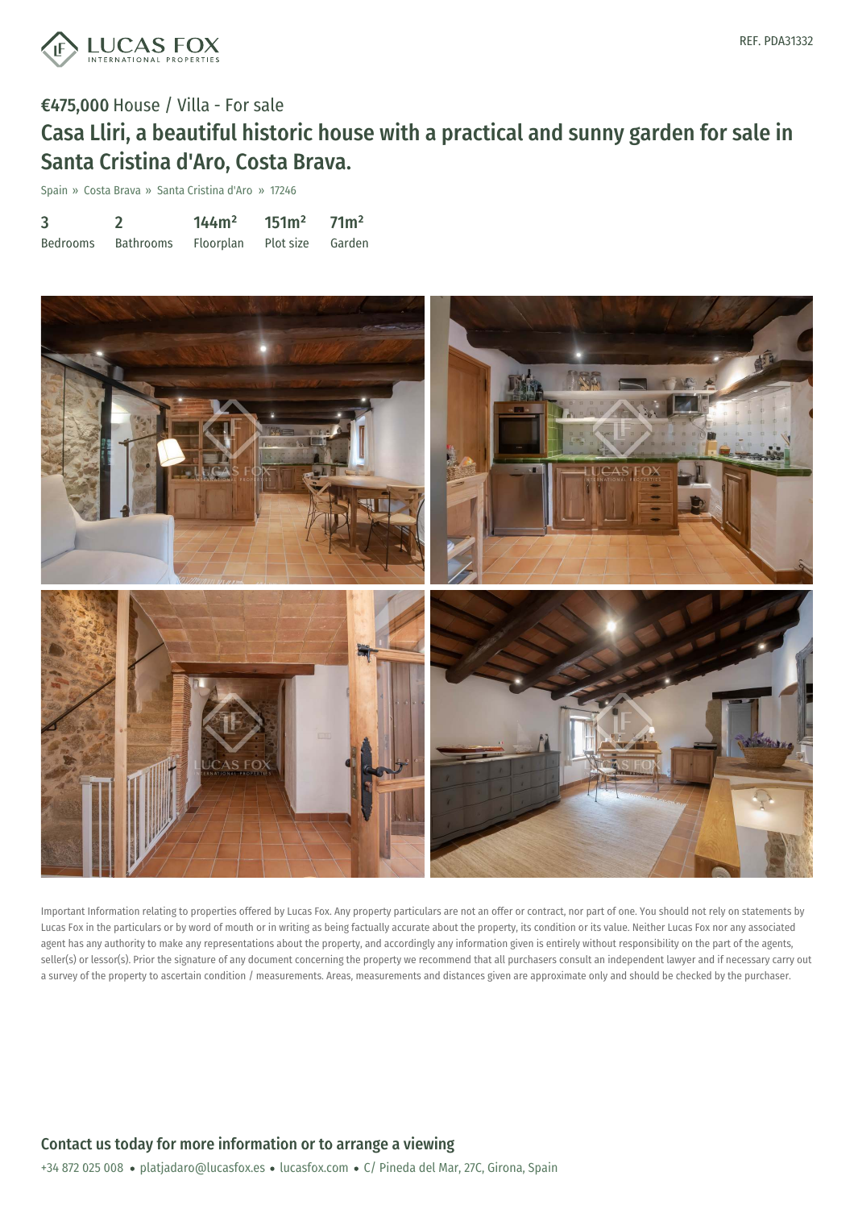REF. PDA31332

**€475,000** House / Villa - For sale

# Casa Lliri, a beautiful historic house with a practical and sunny garden for sale in Santa Cristina d'Aro, Costa Brava.

Spain » Costa Brava » Santa Cristina d'Aro » 17246

| 3 | 2 | 144m² | 151m² | 71m² |
|---|---|---|---|---|
| Bedrooms | Bathrooms | Floorplan | Plot size | Garden |

Important Information relating to properties offered by Lucas Fox. Any property particulars are not an offer or contract, nor part of one. You should not rely on statements by Lucas Fox in the particulars or by word of mouth or in writing as being factually accurate about the property, its condition or its value. Neither Lucas Fox nor any associated agent has any authority to make any representations about the property, and accordingly any information given is entirely without responsibility on the part of the agents, seller(s) or lessor(s). Prior the signature of any document concerning the property we recommend that all purchasers consult an independent lawyer and if necessary carry out a survey of the property to ascertain condition / measurements. Areas, measurements and distances given are approximate only and should be checked by the purchaser.

## Contact us today for more information or to arrange a viewing

+34 872 025 008 • platjadaro@lucasfox.es • lucasfox.com • C/ Pineda del Mar, 27C, Girona, Spain